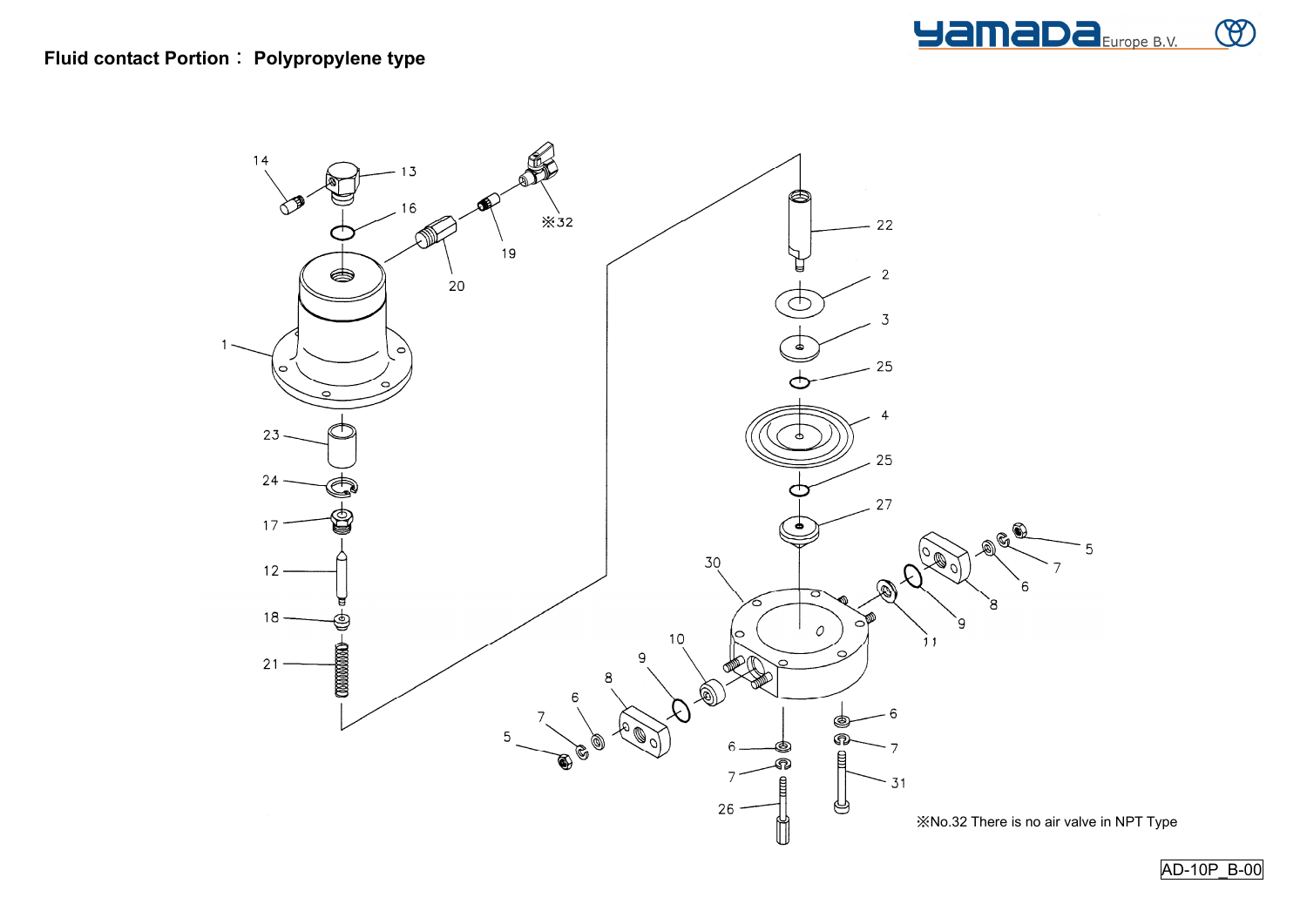**Fluid contact Portion： Polypropylene type**

14 13 16 ※32 19 20 1 22 2 3 25 4 25 27 23 24 17 12 18 21 30 5 7 6 8 9 11 10 9 8 6 7 5 6 7 6 7 31 26

※No.32 There is no air valve in NPT Type

AD-10P_B-00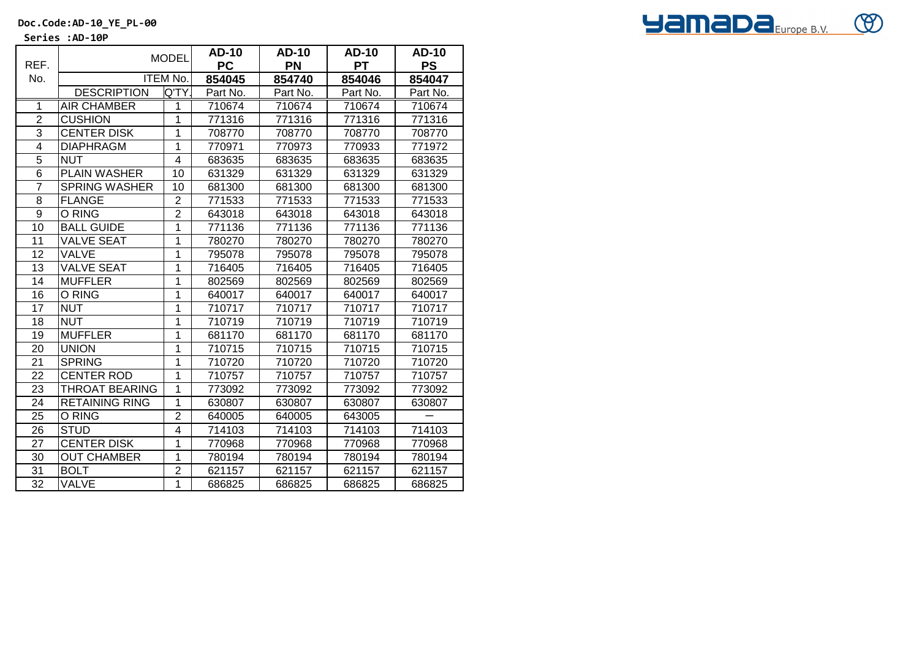Doc.Code:AD-10_YE_PL-00

Series :AD-10P

| REF. No. | MODEL | | AD-10 PC | AD-10 PN | AD-10 PT | AD-10 PS |
|---|---|---|---|---|---|---|
| | ITEM No. | | 854045 | 854740 | 854046 | 854047 |
| | DESCRIPTION | Q'TY. | Part No. | Part No. | Part No. | Part No. |
| 1 | AIR CHAMBER | 1 | 710674 | 710674 | 710674 | 710674 |
| 2 | CUSHION | 1 | 771316 | 771316 | 771316 | 771316 |
| 3 | CENTER DISK | 1 | 708770 | 708770 | 708770 | 708770 |
| 4 | DIAPHRAGM | 1 | 770971 | 770973 | 770933 | 771972 |
| 5 | NUT | 4 | 683635 | 683635 | 683635 | 683635 |
| 6 | PLAIN WASHER | 10 | 631329 | 631329 | 631329 | 631329 |
| 7 | SPRING WASHER | 10 | 681300 | 681300 | 681300 | 681300 |
| 8 | FLANGE | 2 | 771533 | 771533 | 771533 | 771533 |
| 9 | O RING | 2 | 643018 | 643018 | 643018 | 643018 |
| 10 | BALL GUIDE | 1 | 771136 | 771136 | 771136 | 771136 |
| 11 | VALVE SEAT | 1 | 780270 | 780270 | 780270 | 780270 |
| 12 | VALVE | 1 | 795078 | 795078 | 795078 | 795078 |
| 13 | VALVE SEAT | 1 | 716405 | 716405 | 716405 | 716405 |
| 14 | MUFFLER | 1 | 802569 | 802569 | 802569 | 802569 |
| 16 | O RING | 1 | 640017 | 640017 | 640017 | 640017 |
| 17 | NUT | 1 | 710717 | 710717 | 710717 | 710717 |
| 18 | NUT | 1 | 710719 | 710719 | 710719 | 710719 |
| 19 | MUFFLER | 1 | 681170 | 681170 | 681170 | 681170 |
| 20 | UNION | 1 | 710715 | 710715 | 710715 | 710715 |
| 21 | SPRING | 1 | 710720 | 710720 | 710720 | 710720 |
| 22 | CENTER ROD | 1 | 710757 | 710757 | 710757 | 710757 |
| 23 | THROAT BEARING | 1 | 773092 | 773092 | 773092 | 773092 |
| 24 | RETAINING RING | 1 | 630807 | 630807 | 630807 | 630807 |
| 25 | O RING | 2 | 640005 | 640005 | 643005 | — |
| 26 | STUD | 4 | 714103 | 714103 | 714103 | 714103 |
| 27 | CENTER DISK | 1 | 770968 | 770968 | 770968 | 770968 |
| 30 | OUT CHAMBER | 1 | 780194 | 780194 | 780194 | 780194 |
| 31 | BOLT | 2 | 621157 | 621157 | 621157 | 621157 |
| 32 | VALVE | 1 | 686825 | 686825 | 686825 | 686825 |